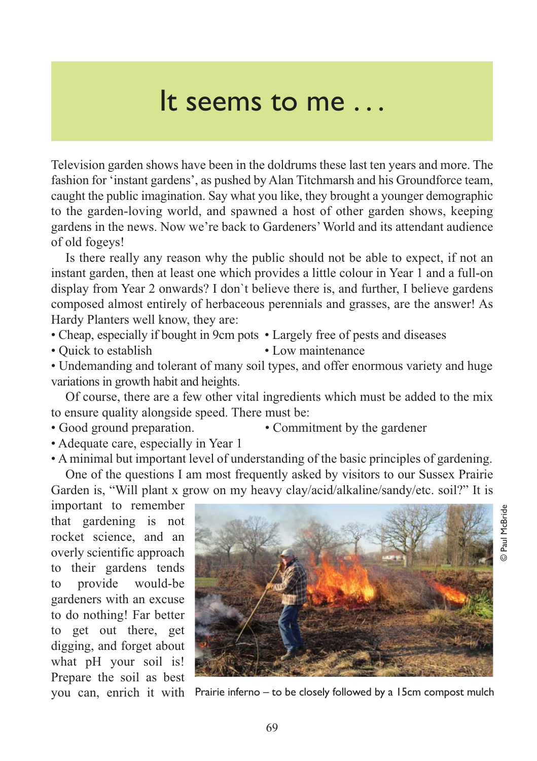# It seems to me . . .

Television garden shows have been in the doldrums these last ten years and more. The fashion for 'instant gardens', as pushed by Alan Titchmarsh and his Groundforce team, caught the public imagination. Say what you like, they brought a younger demographic to the garden-loving world, and spawned a host of other garden shows, keeping gardens in the news. Now we're back to Gardeners' World and its attendant audience of old fogeys!

Is there really any reason why the public should not be able to expect, if not an instant garden, then at least one which provides a little colour in Year 1 and a full-on display from Year 2 onwards? I don`t believe there is, and further, I believe gardens composed almost entirely of herbaceous perennials and grasses, are the answer! As Hardy Planters well know, they are:

- Cheap, especially if bought in 9cm pots
- Largely free of pests and diseases
- Quick to establish
- Low maintenance
- Undemanding and tolerant of many soil types, and offer enormous variety and huge variations in growth habit and heights.

Of course, there are a few other vital ingredients which must be added to the mix to ensure quality alongside speed. There must be:

- Good ground preparation.
- Commitment by the gardener
- Adequate care, especially in Year 1
- A minimal but important level of understanding of the basic principles of gardening.

One of the questions I am most frequently asked by visitors to our Sussex Prairie Garden is, "Will plant x grow on my heavy clay/acid/alkaline/sandy/etc. soil?" It is important to remember that gardening is not rocket science, and an overly scientific approach to their gardens tends to provide would-be gardeners with an excuse to do nothing! Far better to get out there, get digging, and forget about what pH your soil is! Prepare the soil as best you can, enrich it with

Prairie inferno – to be closely followed by a 15cm compost mulch

© Paul McBride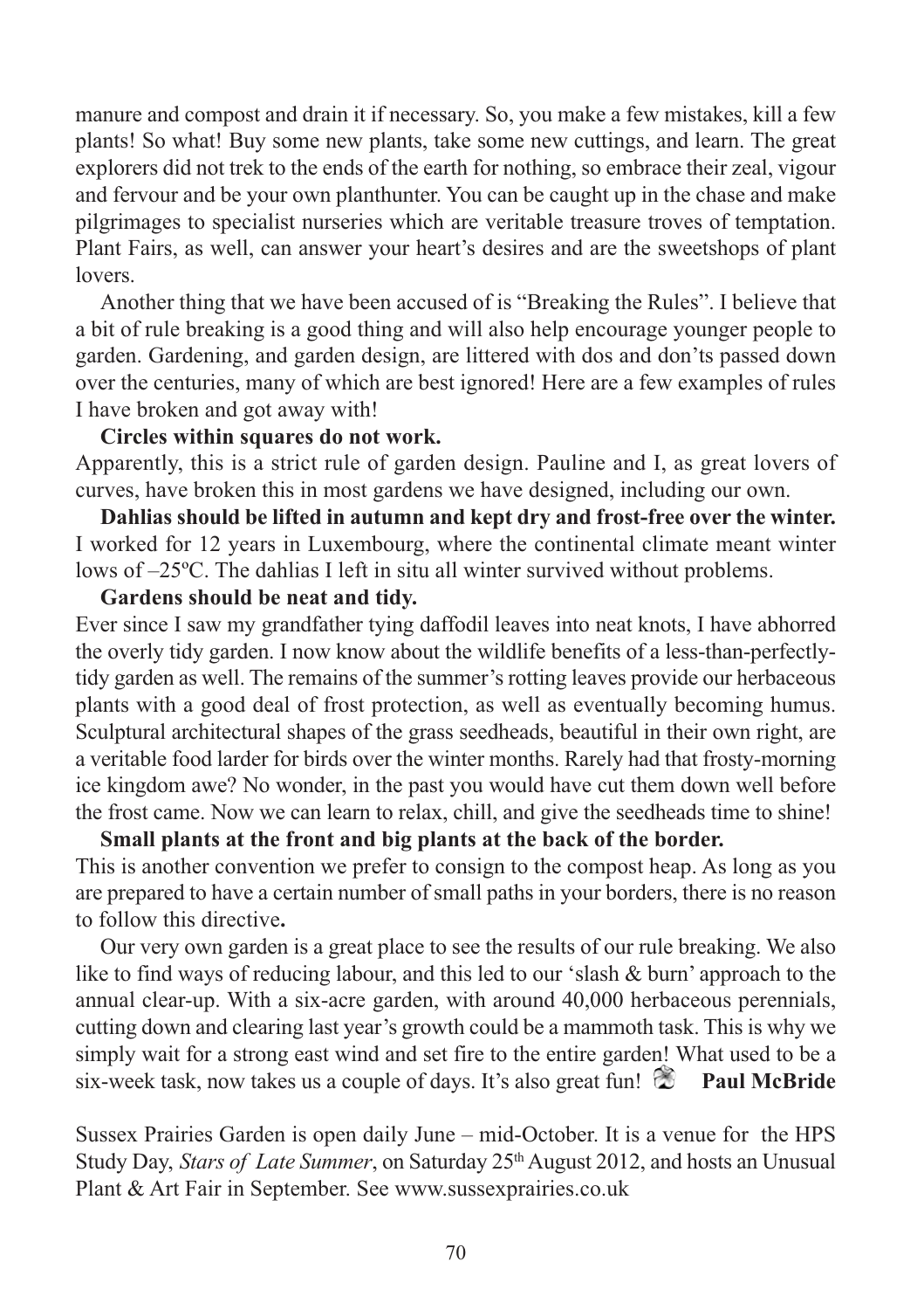manure and compost and drain it if necessary. So, you make a few mistakes, kill a few plants! So what! Buy some new plants, take some new cuttings, and learn. The great explorers did not trek to the ends of the earth for nothing, so embrace their zeal, vigour and fervour and be your own planthunter. You can be caught up in the chase and make pilgrimages to specialist nurseries which are veritable treasure troves of temptation. Plant Fairs, as well, can answer your heart's desires and are the sweetshops of plant lovers.

Another thing that we have been accused of is "Breaking the Rules". I believe that a bit of rule breaking is a good thing and will also help encourage younger people to garden. Gardening, and garden design, are littered with dos and don'ts passed down over the centuries, many of which are best ignored! Here are a few examples of rules I have broken and got away with!

**Circles within squares do not work.**
Apparently, this is a strict rule of garden design. Pauline and I, as great lovers of curves, have broken this in most gardens we have designed, including our own.

**Dahlias should be lifted in autumn and kept dry and frost-free over the winter.**
I worked for 12 years in Luxembourg, where the continental climate meant winter lows of –25ºC. The dahlias I left in situ all winter survived without problems.

**Gardens should be neat and tidy.**
Ever since I saw my grandfather tying daffodil leaves into neat knots, I have abhorred the overly tidy garden. I now know about the wildlife benefits of a less-than-perfectly-tidy garden as well. The remains of the summer's rotting leaves provide our herbaceous plants with a good deal of frost protection, as well as eventually becoming humus. Sculptural architectural shapes of the grass seedheads, beautiful in their own right, are a veritable food larder for birds over the winter months. Rarely had that frosty-morning ice kingdom awe? No wonder, in the past you would have cut them down well before the frost came. Now we can learn to relax, chill, and give the seedheads time to shine!

**Small plants at the front and big plants at the back of the border.**
This is another convention we prefer to consign to the compost heap. As long as you are prepared to have a certain number of small paths in your borders, there is no reason to follow this directive**.**

Our very own garden is a great place to see the results of our rule breaking. We also like to find ways of reducing labour, and this led to our 'slash & burn' approach to the annual clear-up. With a six-acre garden, with around 40,000 herbaceous perennials, cutting down and clearing last year's growth could be a mammoth task. This is why we simply wait for a strong east wind and set fire to the entire garden! What used to be a six-week task, now takes us a couple of days. It's also great fun! **Paul McBride**

Sussex Prairies Garden is open daily June – mid-October. It is a venue for the HPS Study Day, *Stars of Late Summer*, on Saturday 25th August 2012, and hosts an Unusual Plant & Art Fair in September. See www.sussexprairies.co.uk